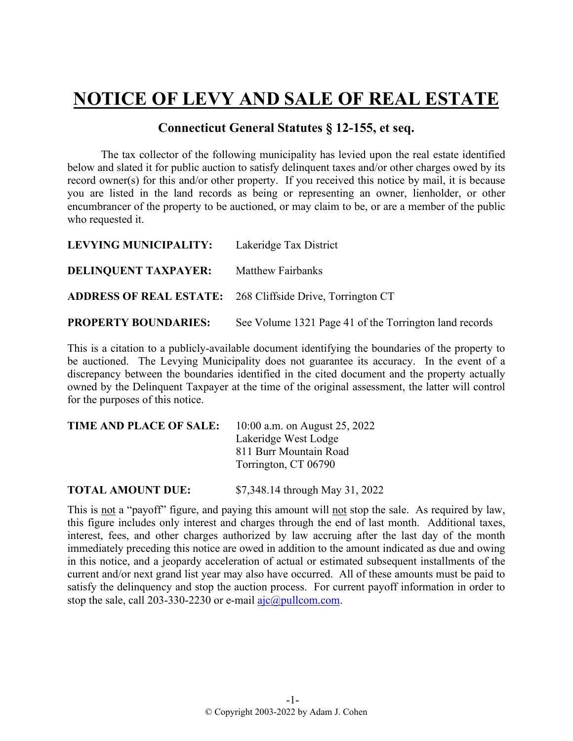# NOTICE OF LEVY AND SALE OF REAL ESTATE

## Connecticut General Statutes § 12-155, et seq.

The tax collector of the following municipality has levied upon the real estate identified below and slated it for public auction to satisfy delinquent taxes and/or other charges owed by its record owner(s) for this and/or other property. If you received this notice by mail, it is because you are listed in the land records as being or representing an owner, lienholder, or other encumbrancer of the property to be auctioned, or may claim to be, or are a member of the public who requested it.

**LEVYING MUNICIPALITY:** Lakeridge Tax District

**DELINQUENT TAXPAYER:** Matthew Fairbanks

**ADDRESS OF REAL ESTATE:** 268 Cliffside Drive, Torrington CT

**PROPERTY BOUNDARIES:** See Volume 1321 Page 41 of the Torrington land records

This is a citation to a publicly-available document identifying the boundaries of the property to be auctioned. The Levying Municipality does not guarantee its accuracy. In the event of a discrepancy between the boundaries identified in the cited document and the property actually owned by the Delinquent Taxpayer at the time of the original assessment, the latter will control for the purposes of this notice.

**TIME AND PLACE OF SALE:** 10:00 a.m. on August 25, 2022
Lakeridge West Lodge
811 Burr Mountain Road
Torrington, CT 06790

**TOTAL AMOUNT DUE:** $7,348.14 through May 31, 2022

This is not a "payoff" figure, and paying this amount will not stop the sale. As required by law, this figure includes only interest and charges through the end of last month. Additional taxes, interest, fees, and other charges authorized by law accruing after the last day of the month immediately preceding this notice are owed in addition to the amount indicated as due and owing in this notice, and a jeopardy acceleration of actual or estimated subsequent installments of the current and/or next grand list year may also have occurred. All of these amounts must be paid to satisfy the delinquency and stop the auction process. For current payoff information in order to stop the sale, call 203-330-2230 or e-mail ajc@pullcom.com.

© Copyright 2003-2022 by Adam J. Cohen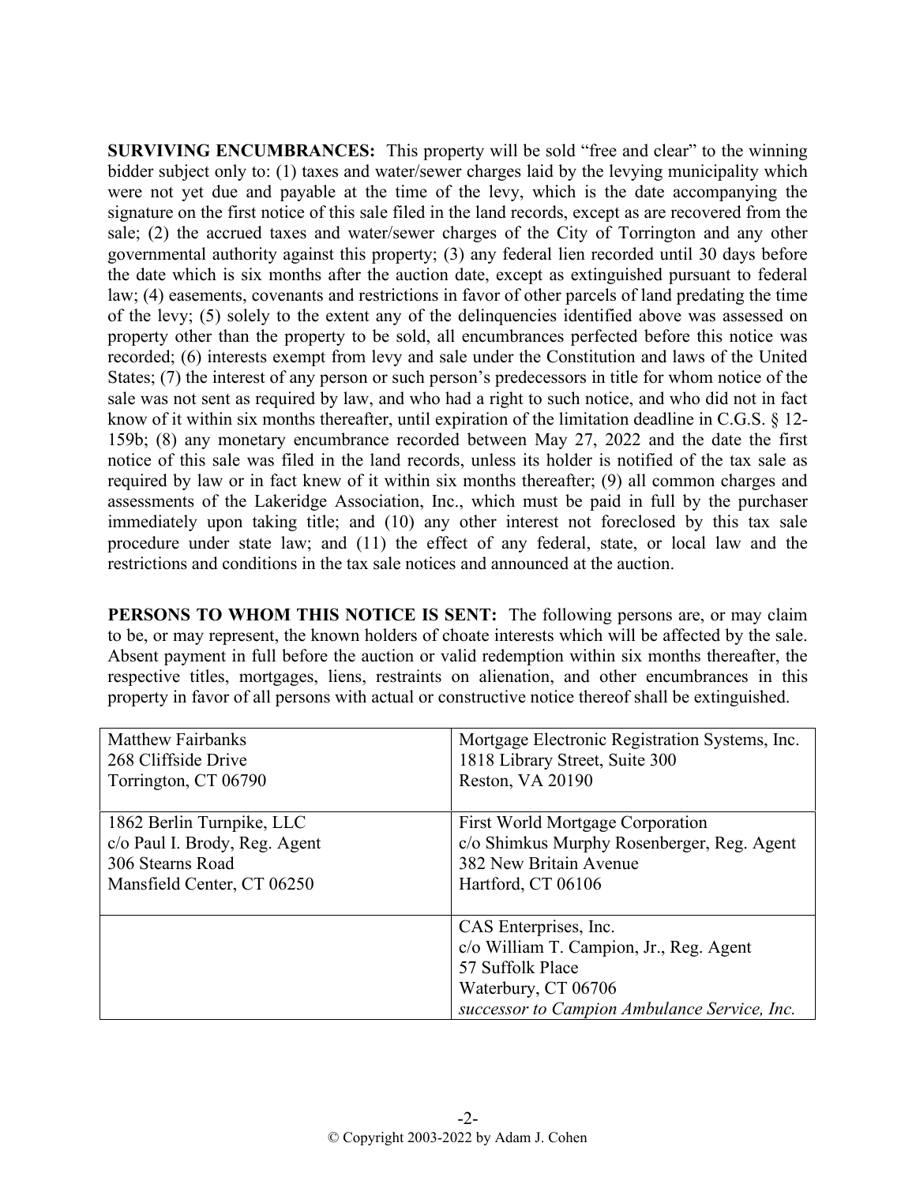**SURVIVING ENCUMBRANCES:** This property will be sold "free and clear" to the winning bidder subject only to: (1) taxes and water/sewer charges laid by the levying municipality which were not yet due and payable at the time of the levy, which is the date accompanying the signature on the first notice of this sale filed in the land records, except as are recovered from the sale; (2) the accrued taxes and water/sewer charges of the City of Torrington and any other governmental authority against this property; (3) any federal lien recorded until 30 days before the date which is six months after the auction date, except as extinguished pursuant to federal law; (4) easements, covenants and restrictions in favor of other parcels of land predating the time of the levy; (5) solely to the extent any of the delinquencies identified above was assessed on property other than the property to be sold, all encumbrances perfected before this notice was recorded; (6) interests exempt from levy and sale under the Constitution and laws of the United States; (7) the interest of any person or such person's predecessors in title for whom notice of the sale was not sent as required by law, and who had a right to such notice, and who did not in fact know of it within six months thereafter, until expiration of the limitation deadline in C.G.S. § 12-159b; (8) any monetary encumbrance recorded between May 27, 2022 and the date the first notice of this sale was filed in the land records, unless its holder is notified of the tax sale as required by law or in fact knew of it within six months thereafter; (9) all common charges and assessments of the Lakeridge Association, Inc., which must be paid in full by the purchaser immediately upon taking title; and (10) any other interest not foreclosed by this tax sale procedure under state law; and (11) the effect of any federal, state, or local law and the restrictions and conditions in the tax sale notices and announced at the auction.

**PERSONS TO WHOM THIS NOTICE IS SENT:** The following persons are, or may claim to be, or may represent, the known holders of choate interests which will be affected by the sale. Absent payment in full before the auction or valid redemption within six months thereafter, the respective titles, mortgages, liens, restraints on alienation, and other encumbrances in this property in favor of all persons with actual or constructive notice thereof shall be extinguished.

| | |
|---|---|
| Matthew Fairbanks<br>268 Cliffside Drive<br>Torrington, CT 06790 | Mortgage Electronic Registration Systems, Inc.<br>1818 Library Street, Suite 300<br>Reston, VA 20190 |
| 1862 Berlin Turnpike, LLC<br>c/o Paul I. Brody, Reg. Agent<br>306 Stearns Road<br>Mansfield Center, CT 06250 | First World Mortgage Corporation<br>c/o Shimkus Murphy Rosenberger, Reg. Agent<br>382 New Britain Avenue<br>Hartford, CT 06106 |
| | CAS Enterprises, Inc.<br>c/o William T. Campion, Jr., Reg. Agent<br>57 Suffolk Place<br>Waterbury, CT 06706<br>*successor to Campion Ambulance Service, Inc.* |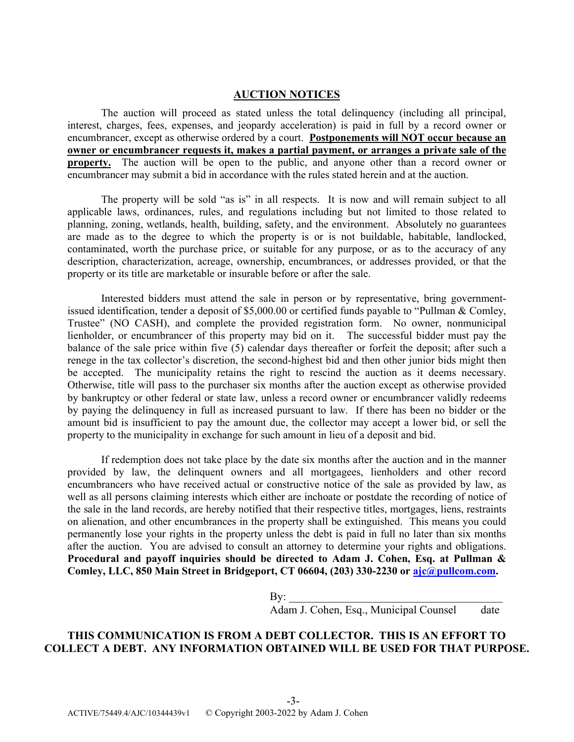## AUCTION NOTICES

The auction will proceed as stated unless the total delinquency (including all principal, interest, charges, fees, expenses, and jeopardy acceleration) is paid in full by a record owner or encumbrancer, except as otherwise ordered by a court. **Postponements will NOT occur because an owner or encumbrancer requests it, makes a partial payment, or arranges a private sale of the property.** The auction will be open to the public, and anyone other than a record owner or encumbrancer may submit a bid in accordance with the rules stated herein and at the auction.

The property will be sold "as is" in all respects. It is now and will remain subject to all applicable laws, ordinances, rules, and regulations including but not limited to those related to planning, zoning, wetlands, health, building, safety, and the environment. Absolutely no guarantees are made as to the degree to which the property is or is not buildable, habitable, landlocked, contaminated, worth the purchase price, or suitable for any purpose, or as to the accuracy of any description, characterization, acreage, ownership, encumbrances, or addresses provided, or that the property or its title are marketable or insurable before or after the sale.

Interested bidders must attend the sale in person or by representative, bring government-issued identification, tender a deposit of $5,000.00 or certified funds payable to "Pullman & Comley, Trustee" (NO CASH), and complete the provided registration form. No owner, nonmunicipal lienholder, or encumbrancer of this property may bid on it. The successful bidder must pay the balance of the sale price within five (5) calendar days thereafter or forfeit the deposit; after such a renege in the tax collector's discretion, the second-highest bid and then other junior bids might then be accepted. The municipality retains the right to rescind the auction as it deems necessary. Otherwise, title will pass to the purchaser six months after the auction except as otherwise provided by bankruptcy or other federal or state law, unless a record owner or encumbrancer validly redeems by paying the delinquency in full as increased pursuant to law. If there has been no bidder or the amount bid is insufficient to pay the amount due, the collector may accept a lower bid, or sell the property to the municipality in exchange for such amount in lieu of a deposit and bid.

If redemption does not take place by the date six months after the auction and in the manner provided by law, the delinquent owners and all mortgagees, lienholders and other record encumbrancers who have received actual or constructive notice of the sale as provided by law, as well as all persons claiming interests which either are inchoate or postdate the recording of notice of the sale in the land records, are hereby notified that their respective titles, mortgages, liens, restraints on alienation, and other encumbrances in the property shall be extinguished. This means you could permanently lose your rights in the property unless the debt is paid in full no later than six months after the auction. You are advised to consult an attorney to determine your rights and obligations. **Procedural and payoff inquiries should be directed to Adam J. Cohen, Esq. at Pullman & Comley, LLC, 850 Main Street in Bridgeport, CT 06604, (203) 330-2230 or ajc@pullcom.com.**

By: ___________________________________

Adam J. Cohen, Esq., Municipal Counsel        date

**THIS COMMUNICATION IS FROM A DEBT COLLECTOR. THIS IS AN EFFORT TO COLLECT A DEBT. ANY INFORMATION OBTAINED WILL BE USED FOR THAT PURPOSE.**

ACTIVE/75449.4/AJC/10344439v1        © Copyright 2003-2022 by Adam J. Cohen